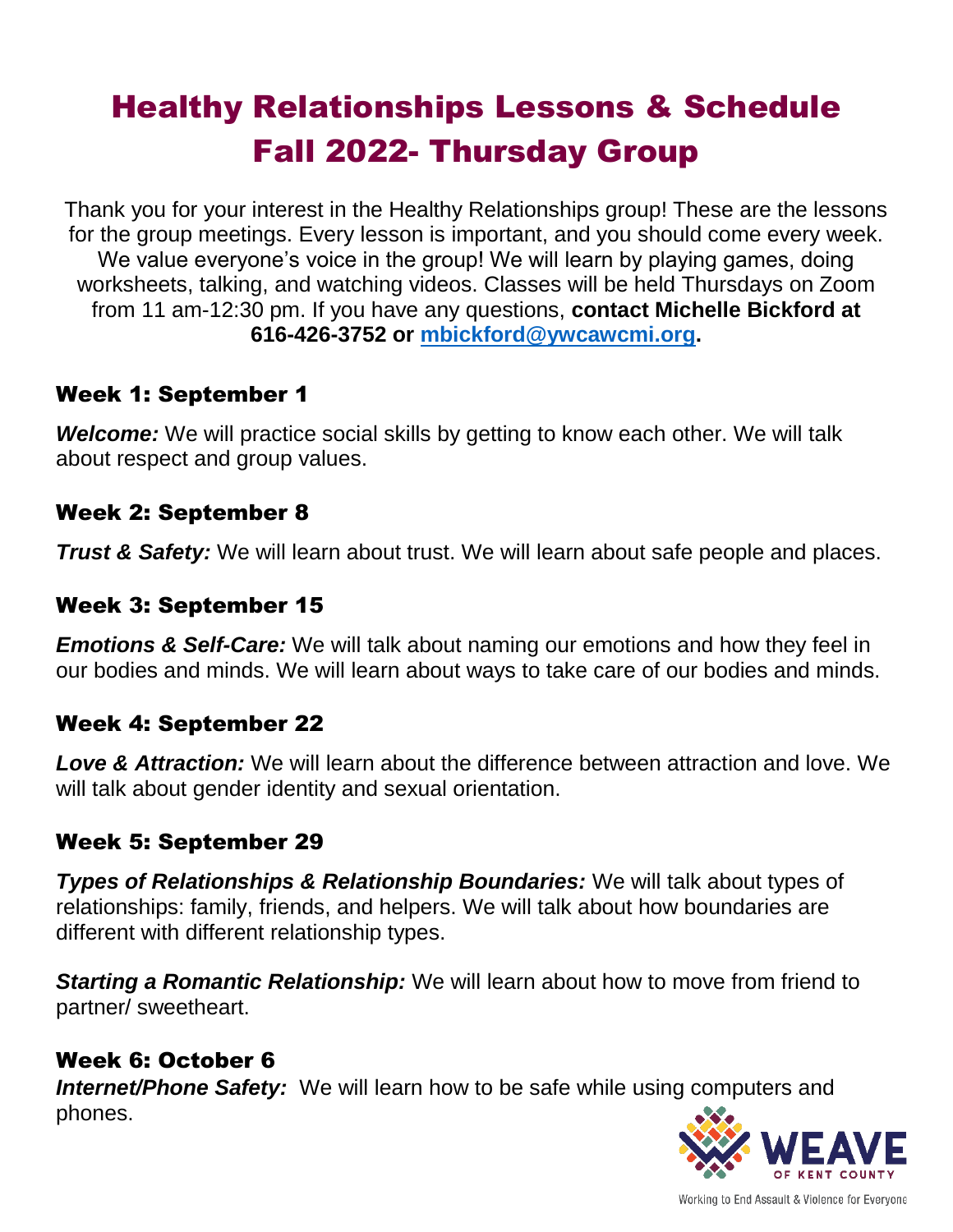# Healthy Relationships Lessons & Schedule
# Fall 2022- Thursday Group

Thank you for your interest in the Healthy Relationships group! These are the lessons for the group meetings. Every lesson is important, and you should come every week. We value everyone's voice in the group! We will learn by playing games, doing worksheets, talking, and watching videos. Classes will be held Thursdays on Zoom from 11 am-12:30 pm. If you have any questions, **contact Michelle Bickford at 616-426-3752 or [mbickford@ywcawcmi.org](mailto:mbickford@ywcawcmi.org).**

## Week 1: September 1

***Welcome:*** We will practice social skills by getting to know each other. We will talk about respect and group values.

## Week 2: September 8

***Trust & Safety:*** We will learn about trust. We will learn about safe people and places.

## Week 3: September 15

***Emotions & Self-Care:*** We will talk about naming our emotions and how they feel in our bodies and minds. We will learn about ways to take care of our bodies and minds.

## Week 4: September 22

***Love & Attraction:*** We will learn about the difference between attraction and love. We will talk about gender identity and sexual orientation.

## Week 5: September 29

***Types of Relationships & Relationship Boundaries:*** We will talk about types of relationships: family, friends, and helpers. We will talk about how boundaries are different with different relationship types.

***Starting a Romantic Relationship:*** We will learn about how to move from friend to partner/ sweetheart.

## Week 6: October 6

***Internet/Phone Safety:*** We will learn how to be safe while using computers and phones.

WEAVE OF KENT COUNTY

Working to End Assault & Violence for Everyone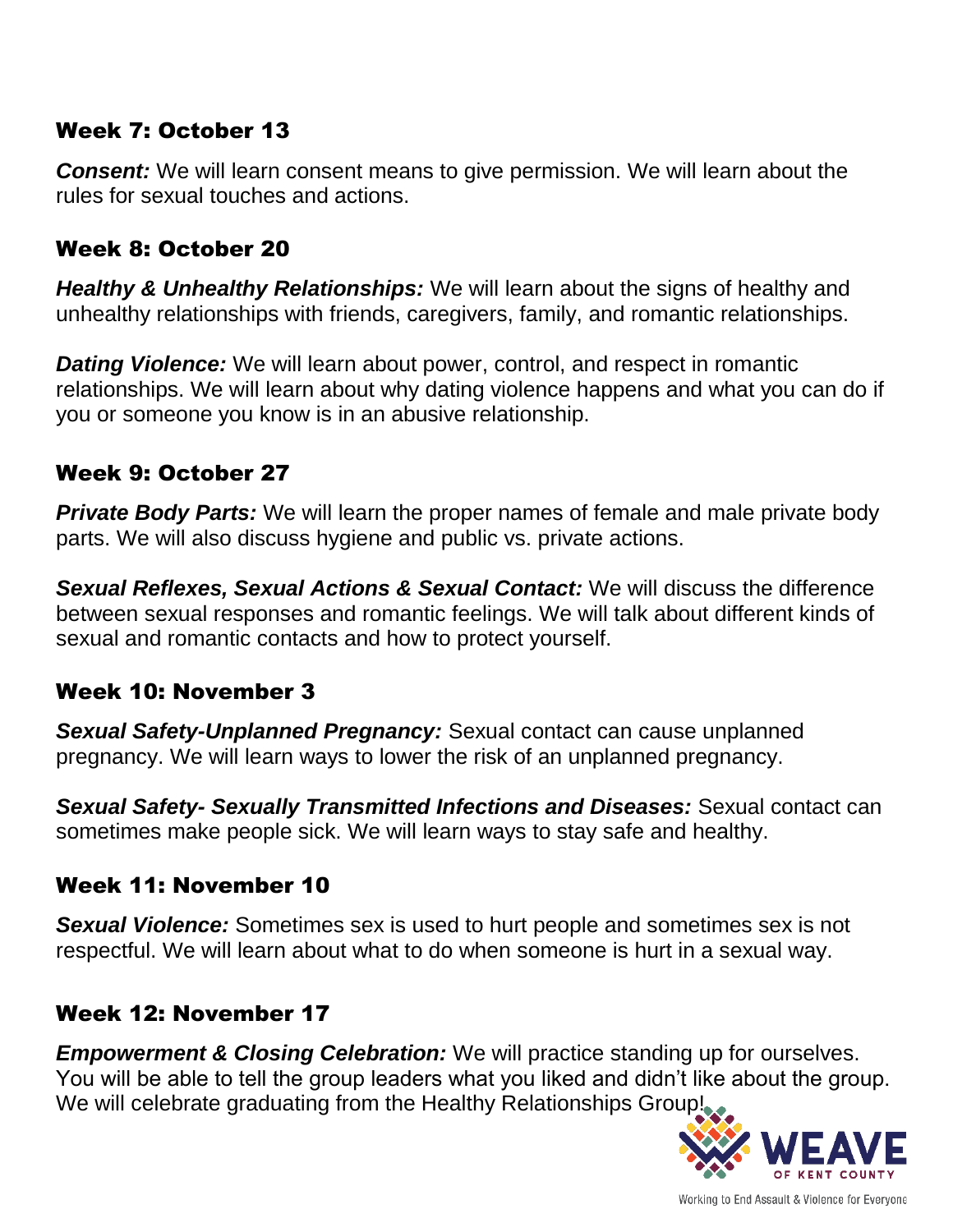## Week 7: October 13

***Consent:*** We will learn consent means to give permission. We will learn about the rules for sexual touches and actions.

## Week 8: October 20

***Healthy & Unhealthy Relationships:*** We will learn about the signs of healthy and unhealthy relationships with friends, caregivers, family, and romantic relationships.

***Dating Violence:*** We will learn about power, control, and respect in romantic relationships. We will learn about why dating violence happens and what you can do if you or someone you know is in an abusive relationship.

## Week 9: October 27

***Private Body Parts:*** We will learn the proper names of female and male private body parts. We will also discuss hygiene and public vs. private actions.

***Sexual Reflexes, Sexual Actions & Sexual Contact:*** We will discuss the difference between sexual responses and romantic feelings. We will talk about different kinds of sexual and romantic contacts and how to protect yourself.

## Week 10: November 3

***Sexual Safety-Unplanned Pregnancy:*** Sexual contact can cause unplanned pregnancy. We will learn ways to lower the risk of an unplanned pregnancy.

***Sexual Safety- Sexually Transmitted Infections and Diseases:*** Sexual contact can sometimes make people sick. We will learn ways to stay safe and healthy.

## Week 11: November 10

***Sexual Violence:*** Sometimes sex is used to hurt people and sometimes sex is not respectful. We will learn about what to do when someone is hurt in a sexual way.

## Week 12: November 17

***Empowerment & Closing Celebration:*** We will practice standing up for ourselves. You will be able to tell the group leaders what you liked and didn't like about the group. We will celebrate graduating from the Healthy Relationships Group!

WEAVE OF KENT COUNTY

Working to End Assault & Violence for Everyone